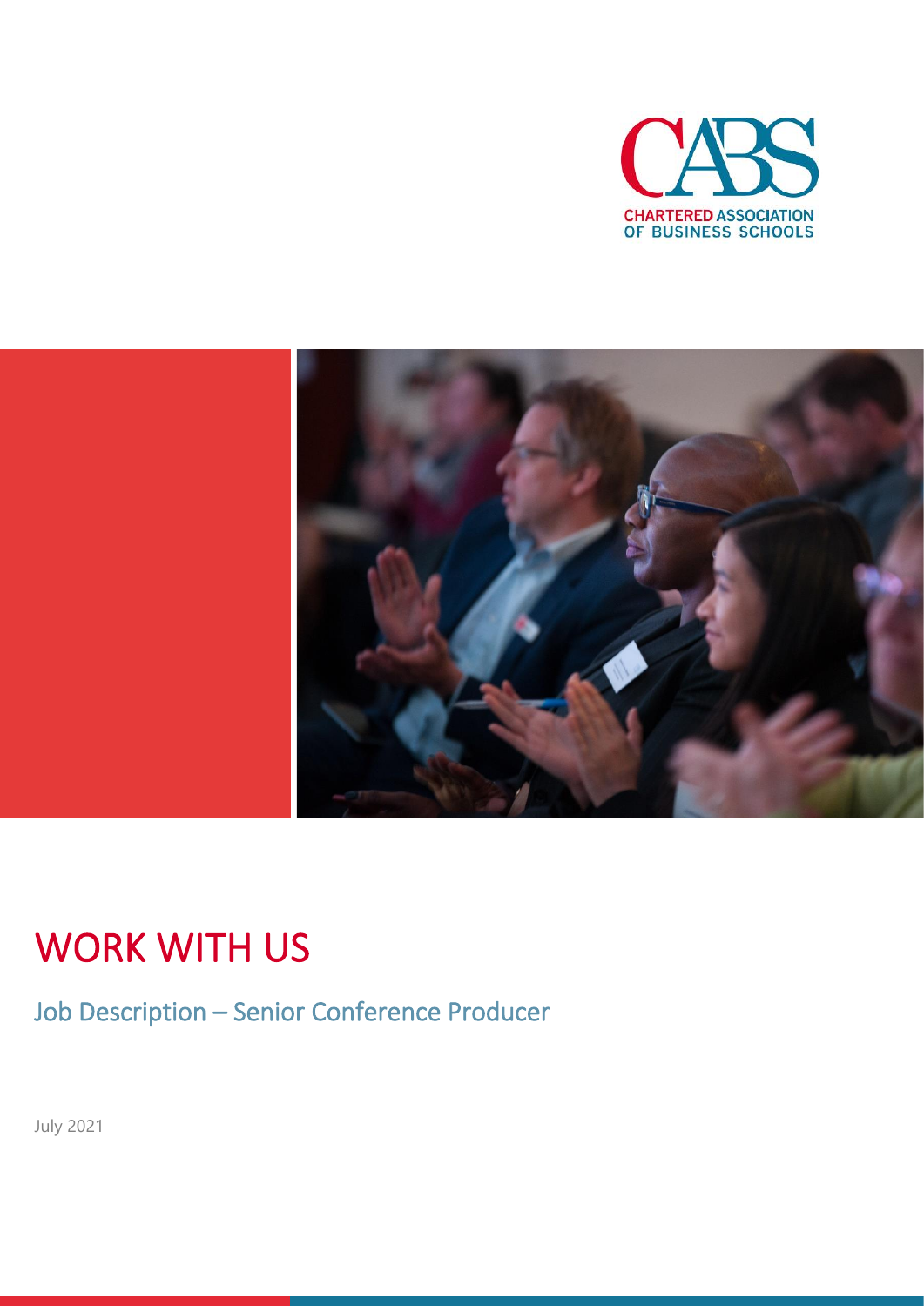CHARTERED ASSOCIATION OF BUSINESS SCHOOLS

# WORK WITH US

## Job Description – Senior Conference Producer

July 2021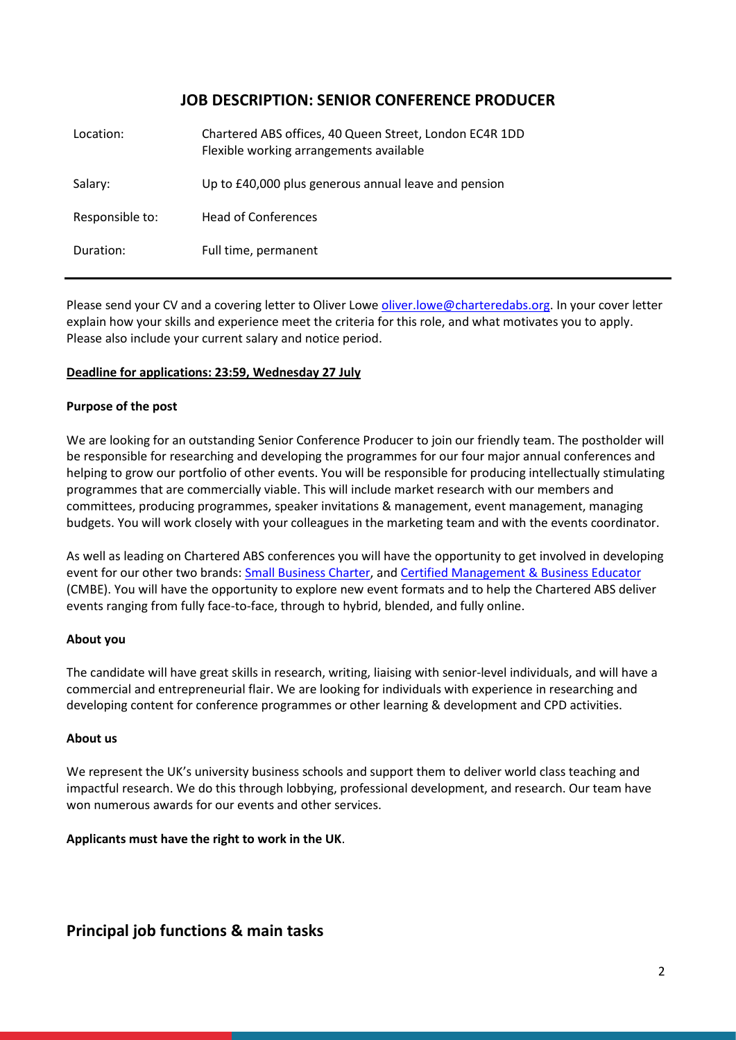## JOB DESCRIPTION: SENIOR CONFERENCE PRODUCER

| | |
|---|---|
| Location: | Chartered ABS offices, 40 Queen Street, London EC4R 1DD<br>Flexible working arrangements available |
| Salary: | Up to £40,000 plus generous annual leave and pension |
| Responsible to: | Head of Conferences |
| Duration: | Full time, permanent |

Please send your CV and a covering letter to Oliver Lowe oliver.lowe@charteredabs.org. In your cover letter explain how your skills and experience meet the criteria for this role, and what motivates you to apply. Please also include your current salary and notice period.

**Deadline for applications: 23:59, Wednesday 27 July**

**Purpose of the post**

We are looking for an outstanding Senior Conference Producer to join our friendly team. The postholder will be responsible for researching and developing the programmes for our four major annual conferences and helping to grow our portfolio of other events. You will be responsible for producing intellectually stimulating programmes that are commercially viable. This will include market research with our members and committees, producing programmes, speaker invitations & management, event management, managing budgets. You will work closely with your colleagues in the marketing team and with the events coordinator.

As well as leading on Chartered ABS conferences you will have the opportunity to get involved in developing event for our other two brands: Small Business Charter, and Certified Management & Business Educator (CMBE). You will have the opportunity to explore new event formats and to help the Chartered ABS deliver events ranging from fully face-to-face, through to hybrid, blended, and fully online.

**About you**

The candidate will have great skills in research, writing, liaising with senior-level individuals, and will have a commercial and entrepreneurial flair. We are looking for individuals with experience in researching and developing content for conference programmes or other learning & development and CPD activities.

**About us**

We represent the UK's university business schools and support them to deliver world class teaching and impactful research. We do this through lobbying, professional development, and research. Our team have won numerous awards for our events and other services.

**Applicants must have the right to work in the UK**.

## Principal job functions & main tasks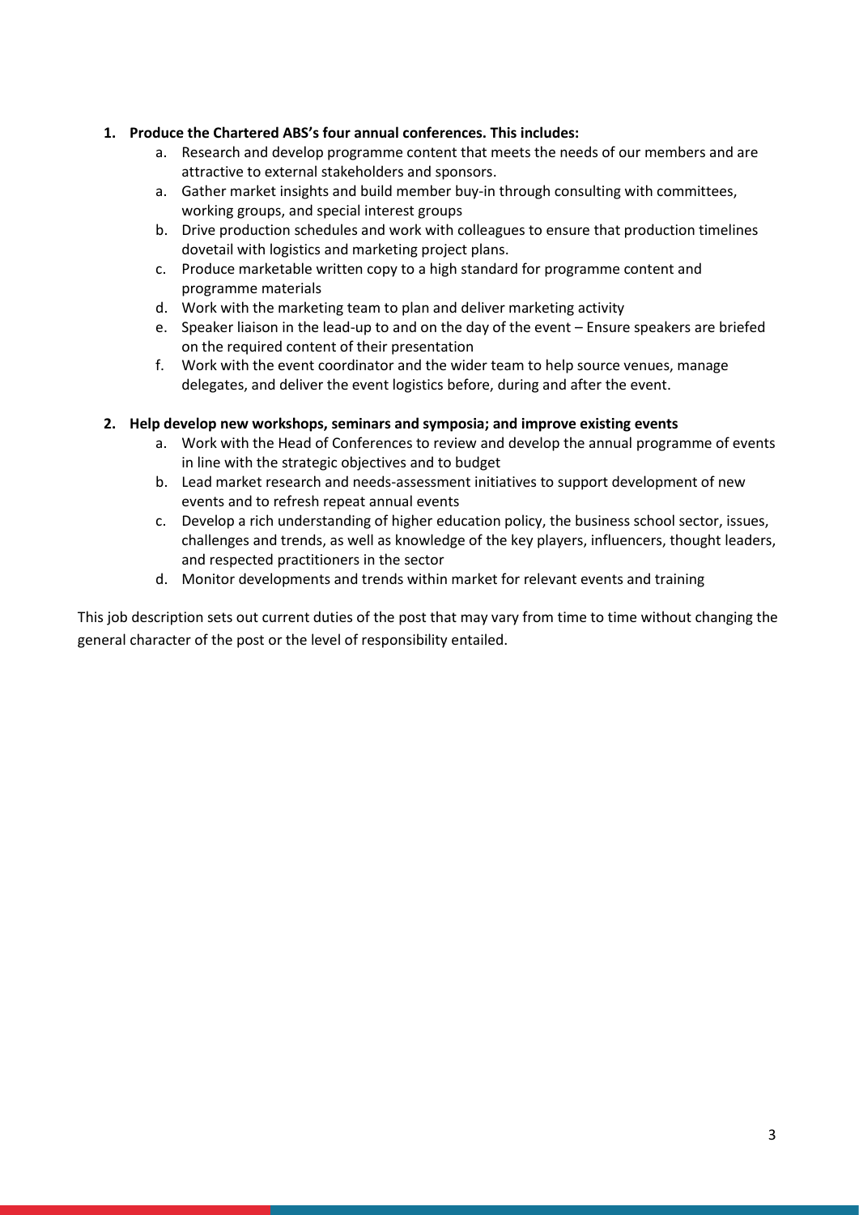1. **Produce the Chartered ABS's four annual conferences. This includes:**
    a. Research and develop programme content that meets the needs of our members and are attractive to external stakeholders and sponsors.
    a. Gather market insights and build member buy-in through consulting with committees, working groups, and special interest groups
    b. Drive production schedules and work with colleagues to ensure that production timelines dovetail with logistics and marketing project plans.
    c. Produce marketable written copy to a high standard for programme content and programme materials
    d. Work with the marketing team to plan and deliver marketing activity
    e. Speaker liaison in the lead-up to and on the day of the event – Ensure speakers are briefed on the required content of their presentation
    f. Work with the event coordinator and the wider team to help source venues, manage delegates, and deliver the event logistics before, during and after the event.

2. **Help develop new workshops, seminars and symposia; and improve existing events**
    a. Work with the Head of Conferences to review and develop the annual programme of events in line with the strategic objectives and to budget
    b. Lead market research and needs-assessment initiatives to support development of new events and to refresh repeat annual events
    c. Develop a rich understanding of higher education policy, the business school sector, issues, challenges and trends, as well as knowledge of the key players, influencers, thought leaders, and respected practitioners in the sector
    d. Monitor developments and trends within market for relevant events and training

This job description sets out current duties of the post that may vary from time to time without changing the general character of the post or the level of responsibility entailed.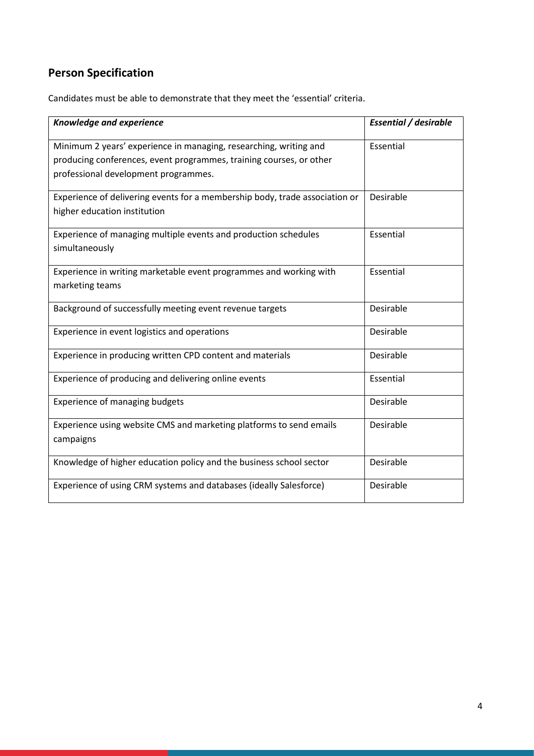## Person Specification

Candidates must be able to demonstrate that they meet the 'essential' criteria.

| ***Knowledge and experience*** | ***Essential / desirable*** |
|---|---|
| Minimum 2 years' experience in managing, researching, writing and producing conferences, event programmes, training courses, or other professional development programmes. | Essential |
| Experience of delivering events for a membership body, trade association or higher education institution | Desirable |
| Experience of managing multiple events and production schedules simultaneously | Essential |
| Experience in writing marketable event programmes and working with marketing teams | Essential |
| Background of successfully meeting event revenue targets | Desirable |
| Experience in event logistics and operations | Desirable |
| Experience in producing written CPD content and materials | Desirable |
| Experience of producing and delivering online events | Essential |
| Experience of managing budgets | Desirable |
| Experience using website CMS and marketing platforms to send emails campaigns | Desirable |
| Knowledge of higher education policy and the business school sector | Desirable |
| Experience of using CRM systems and databases (ideally Salesforce) | Desirable |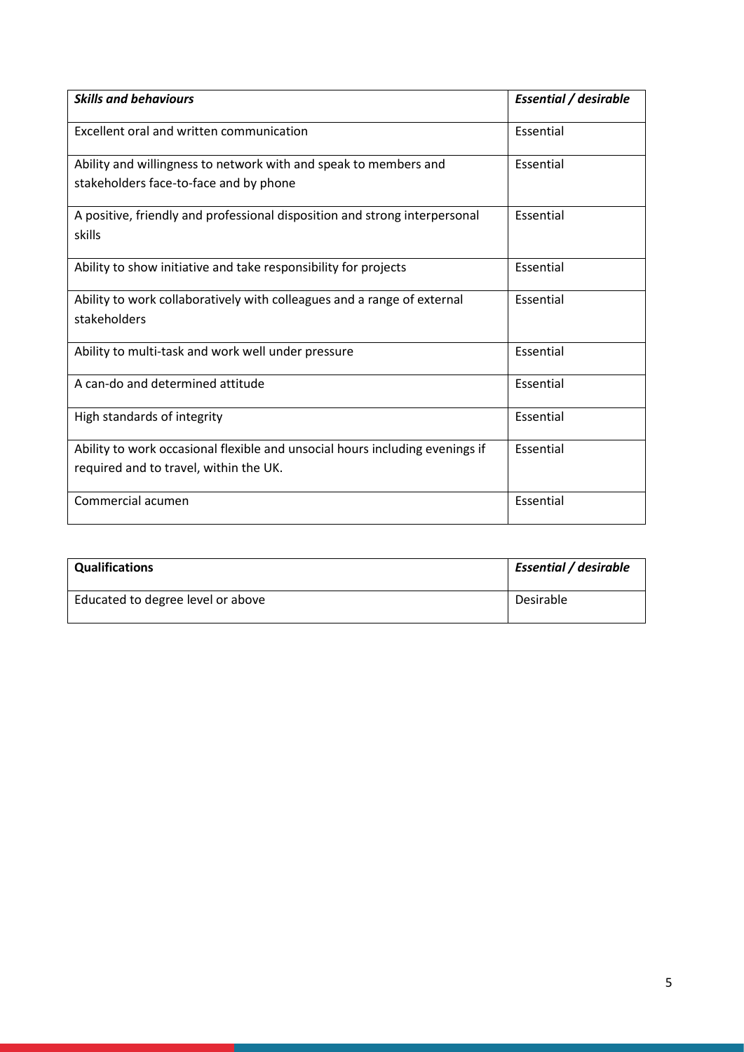| ***Skills and behaviours*** | ***Essential / desirable*** |
|---|---|
| Excellent oral and written communication | Essential |
| Ability and willingness to network with and speak to members and stakeholders face-to-face and by phone | Essential |
| A positive, friendly and professional disposition and strong interpersonal skills | Essential |
| Ability to show initiative and take responsibility for projects | Essential |
| Ability to work collaboratively with colleagues and a range of external stakeholders | Essential |
| Ability to multi-task and work well under pressure | Essential |
| A can-do and determined attitude | Essential |
| High standards of integrity | Essential |
| Ability to work occasional flexible and unsocial hours including evenings if required and to travel, within the UK. | Essential |
| Commercial acumen | Essential |

| **Qualifications** | ***Essential / desirable*** |
|---|---|
| Educated to degree level or above | Desirable |